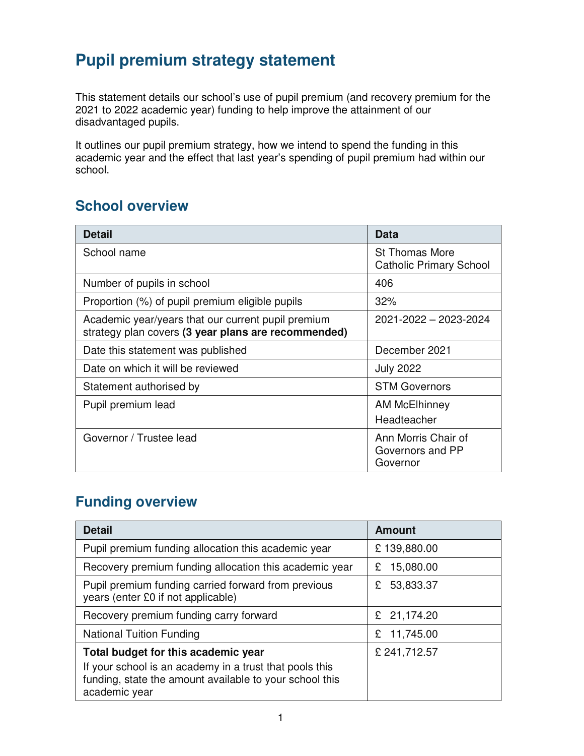# Pupil premium strategy statement

This statement details our school's use of pupil premium (and recovery premium for the 2021 to 2022 academic year) funding to help improve the attainment of our disadvantaged pupils.

It outlines our pupil premium strategy, how we intend to spend the funding in this academic year and the effect that last year's spending of pupil premium had within our school.

## School overview

| Detail | Data |
|---|---|
| School name | St Thomas More Catholic Primary School |
| Number of pupils in school | 406 |
| Proportion (%) of pupil premium eligible pupils | 32% |
| Academic year/years that our current pupil premium strategy plan covers **(3 year plans are recommended)** | 2021-2022 – 2023-2024 |
| Date this statement was published | December 2021 |
| Date on which it will be reviewed | July 2022 |
| Statement authorised by | STM Governors |
| Pupil premium lead | AM McElhinney<br>Headteacher |
| Governor / Trustee lead | Ann Morris Chair of Governors and PP Governor |

## Funding overview

| Detail | Amount |
|---|---|
| Pupil premium funding allocation this academic year | £ 139,880.00 |
| Recovery premium funding allocation this academic year | £ 15,080.00 |
| Pupil premium funding carried forward from previous years (enter £0 if not applicable) | £ 53,833.37 |
| Recovery premium funding carry forward | £ 21,174.20 |
| National Tuition Funding | £ 11,745.00 |
| **Total budget for this academic year**<br>If your school is an academy in a trust that pools this funding, state the amount available to your school this academic year | £ 241,712.57 |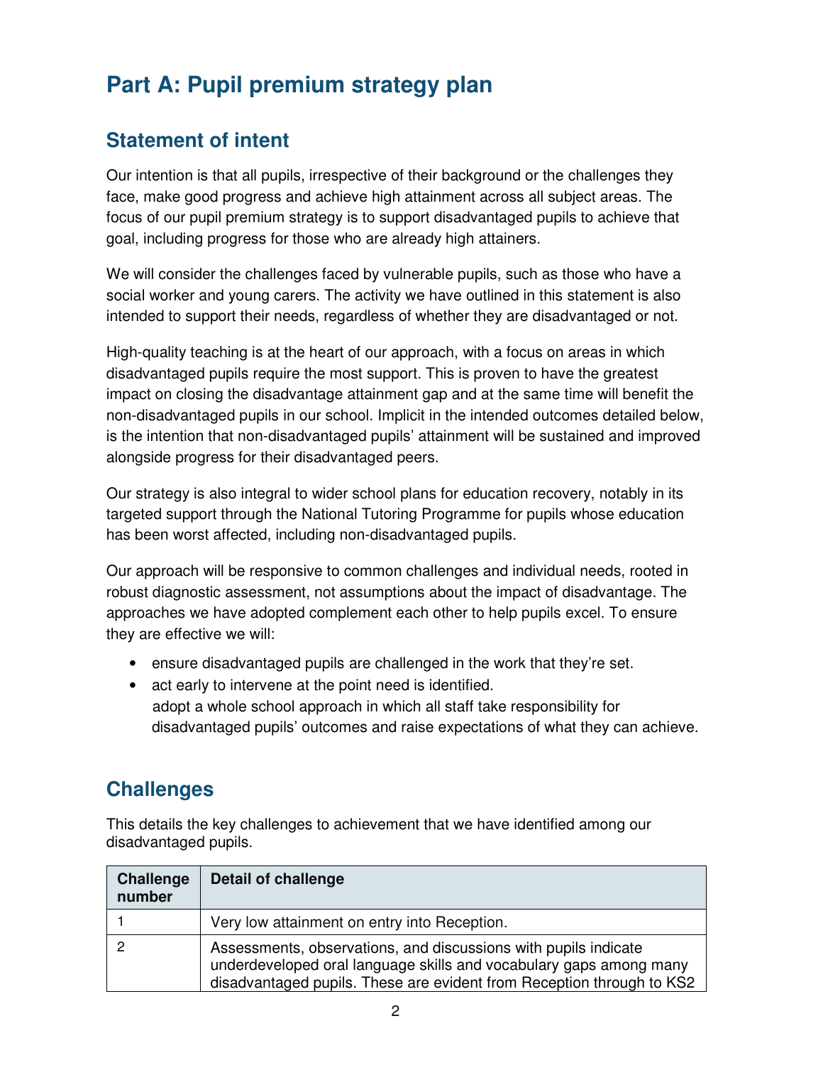# Part A: Pupil premium strategy plan

## Statement of intent

Our intention is that all pupils, irrespective of their background or the challenges they face, make good progress and achieve high attainment across all subject areas. The focus of our pupil premium strategy is to support disadvantaged pupils to achieve that goal, including progress for those who are already high attainers.

We will consider the challenges faced by vulnerable pupils, such as those who have a social worker and young carers. The activity we have outlined in this statement is also intended to support their needs, regardless of whether they are disadvantaged or not.

High-quality teaching is at the heart of our approach, with a focus on areas in which disadvantaged pupils require the most support. This is proven to have the greatest impact on closing the disadvantage attainment gap and at the same time will benefit the non-disadvantaged pupils in our school. Implicit in the intended outcomes detailed below, is the intention that non-disadvantaged pupils' attainment will be sustained and improved alongside progress for their disadvantaged peers.

Our strategy is also integral to wider school plans for education recovery, notably in its targeted support through the National Tutoring Programme for pupils whose education has been worst affected, including non-disadvantaged pupils.

Our approach will be responsive to common challenges and individual needs, rooted in robust diagnostic assessment, not assumptions about the impact of disadvantage. The approaches we have adopted complement each other to help pupils excel. To ensure they are effective we will:

- ensure disadvantaged pupils are challenged in the work that they're set.
- act early to intervene at the point need is identified.
  adopt a whole school approach in which all staff take responsibility for disadvantaged pupils' outcomes and raise expectations of what they can achieve.

## Challenges

This details the key challenges to achievement that we have identified among our disadvantaged pupils.

| Challenge number | Detail of challenge |
|---|---|
| 1 | Very low attainment on entry into Reception. |
| 2 | Assessments, observations, and discussions with pupils indicate underdeveloped oral language skills and vocabulary gaps among many disadvantaged pupils. These are evident from Reception through to KS2 |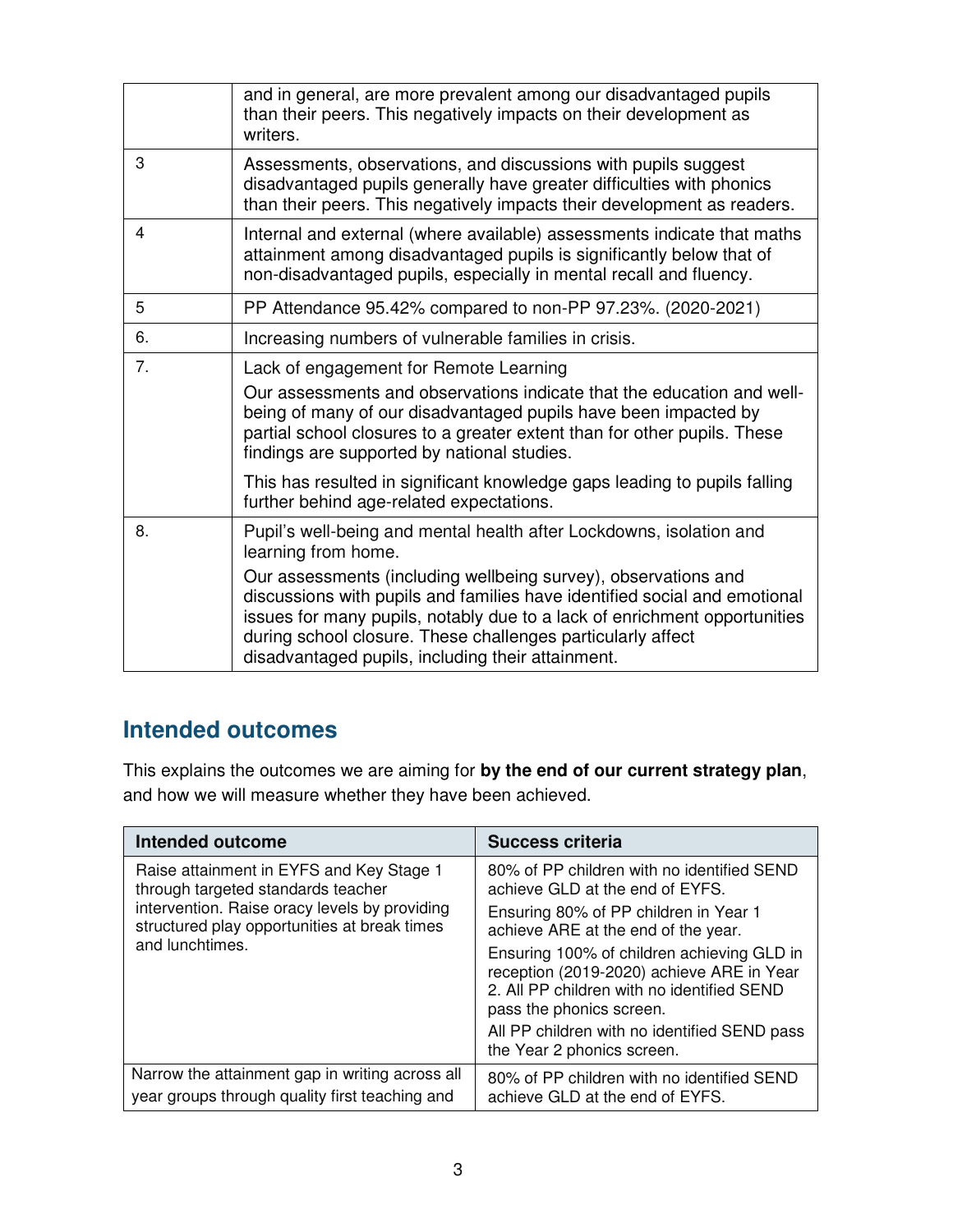| | |
|---|---|
| | and in general, are more prevalent among our disadvantaged pupils than their peers. This negatively impacts on their development as writers. |
| 3 | Assessments, observations, and discussions with pupils suggest disadvantaged pupils generally have greater difficulties with phonics than their peers. This negatively impacts their development as readers. |
| 4 | Internal and external (where available) assessments indicate that maths attainment among disadvantaged pupils is significantly below that of non-disadvantaged pupils, especially in mental recall and fluency. |
| 5 | PP Attendance 95.42% compared to non-PP 97.23%. (2020-2021) |
| 6. | Increasing numbers of vulnerable families in crisis. |
| 7. | Lack of engagement for Remote Learning<br><br>Our assessments and observations indicate that the education and well-being of many of our disadvantaged pupils have been impacted by partial school closures to a greater extent than for other pupils. These findings are supported by national studies.<br><br>This has resulted in significant knowledge gaps leading to pupils falling further behind age-related expectations. |
| 8. | Pupil's well-being and mental health after Lockdowns, isolation and learning from home.<br><br>Our assessments (including wellbeing survey), observations and discussions with pupils and families have identified social and emotional issues for many pupils, notably due to a lack of enrichment opportunities during school closure. These challenges particularly affect disadvantaged pupils, including their attainment. |

## Intended outcomes

This explains the outcomes we are aiming for **by the end of our current strategy plan**, and how we will measure whether they have been achieved.

| Intended outcome | Success criteria |
|---|---|
| Raise attainment in EYFS and Key Stage 1 through targeted standards teacher intervention. Raise oracy levels by providing structured play opportunities at break times and lunchtimes. | 80% of PP children with no identified SEND achieve GLD at the end of EYFS.<br><br>Ensuring 80% of PP children in Year 1 achieve ARE at the end of the year.<br><br>Ensuring 100% of children achieving GLD in reception (2019-2020) achieve ARE in Year 2. All PP children with no identified SEND pass the phonics screen.<br><br>All PP children with no identified SEND pass the Year 2 phonics screen. |
| Narrow the attainment gap in writing across all year groups through quality first teaching and | 80% of PP children with no identified SEND achieve GLD at the end of EYFS. |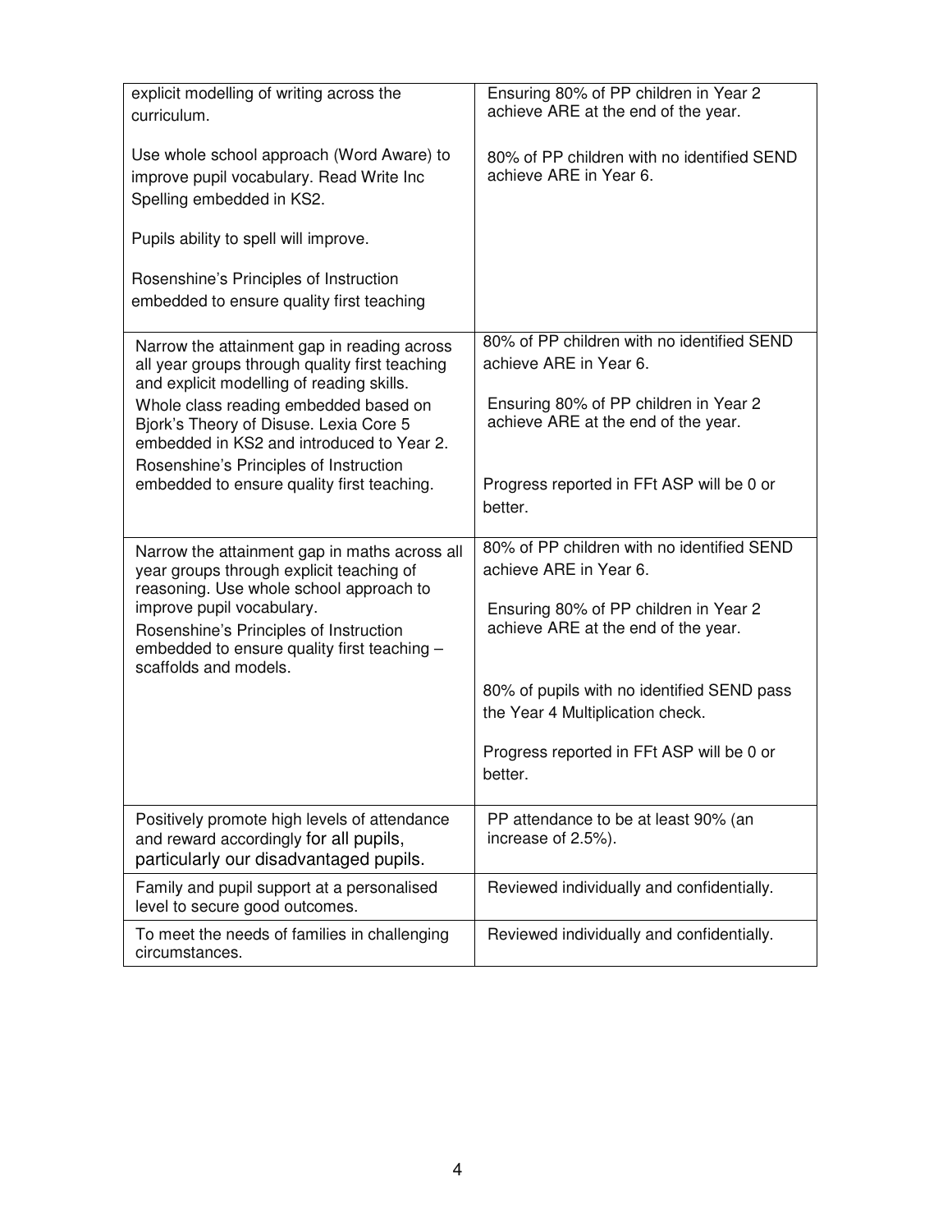| | |
|---|---|
| explicit modelling of writing across the curriculum.<br><br>Use whole school approach (Word Aware) to improve pupil vocabulary. Read Write Inc Spelling embedded in KS2.<br><br>Pupils ability to spell will improve.<br><br>Rosenshine's Principles of Instruction embedded to ensure quality first teaching | Ensuring 80% of PP children in Year 2 achieve ARE at the end of the year.<br><br>80% of PP children with no identified SEND achieve ARE in Year 6. |
| Narrow the attainment gap in reading across all year groups through quality first teaching and explicit modelling of reading skills.<br>Whole class reading embedded based on Bjork's Theory of Disuse. Lexia Core 5 embedded in KS2 and introduced to Year 2.<br>Rosenshine's Principles of Instruction embedded to ensure quality first teaching. | 80% of PP children with no identified SEND achieve ARE in Year 6.<br><br>Ensuring 80% of PP children in Year 2 achieve ARE at the end of the year.<br><br>Progress reported in FFt ASP will be 0 or better. |
| Narrow the attainment gap in maths across all year groups through explicit teaching of reasoning. Use whole school approach to improve pupil vocabulary.<br>Rosenshine's Principles of Instruction embedded to ensure quality first teaching – scaffolds and models. | 80% of PP children with no identified SEND achieve ARE in Year 6.<br><br>Ensuring 80% of PP children in Year 2 achieve ARE at the end of the year.<br><br>80% of pupils with no identified SEND pass the Year 4 Multiplication check.<br><br>Progress reported in FFt ASP will be 0 or better. |
| Positively promote high levels of attendance and reward accordingly for all pupils, particularly our disadvantaged pupils. | PP attendance to be at least 90% (an increase of 2.5%). |
| Family and pupil support at a personalised level to secure good outcomes. | Reviewed individually and confidentially. |
| To meet the needs of families in challenging circumstances. | Reviewed individually and confidentially. |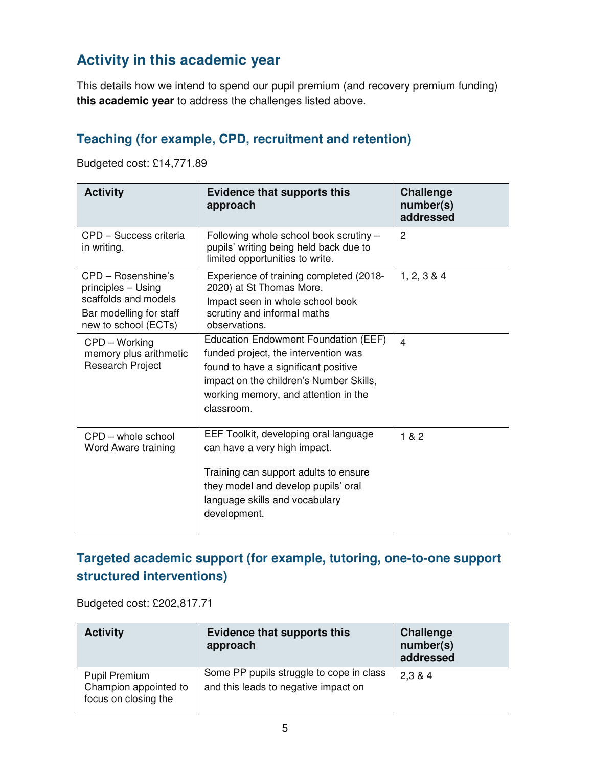## Activity in this academic year

This details how we intend to spend our pupil premium (and recovery premium funding) **this academic year** to address the challenges listed above.

### Teaching (for example, CPD, recruitment and retention)

Budgeted cost: £14,771.89

| Activity | Evidence that supports this approach | Challenge number(s) addressed |
|---|---|---|
| CPD – Success criteria in writing. | Following whole school book scrutiny – pupils' writing being held back due to limited opportunities to write. | 2 |
| CPD – Rosenshine's principles – Using scaffolds and models<br>Bar modelling for staff new to school (ECTs) | Experience of training completed (2018-2020) at St Thomas More.<br>Impact seen in whole school book scrutiny and informal maths observations. | 1, 2, 3 & 4 |
| CPD – Working memory plus arithmetic Research Project | Education Endowment Foundation (EEF) funded project, the intervention was found to have a significant positive impact on the children's Number Skills, working memory, and attention in the classroom. | 4 |
| CPD – whole school Word Aware training | EEF Toolkit, developing oral language can have a very high impact.<br><br>Training can support adults to ensure they model and develop pupils' oral language skills and vocabulary development. | 1 & 2 |

### Targeted academic support (for example, tutoring, one-to-one support structured interventions)

Budgeted cost: £202,817.71

| Activity | Evidence that supports this approach | Challenge number(s) addressed |
|---|---|---|
| Pupil Premium Champion appointed to focus on closing the | Some PP pupils struggle to cope in class and this leads to negative impact on | 2,3 & 4 |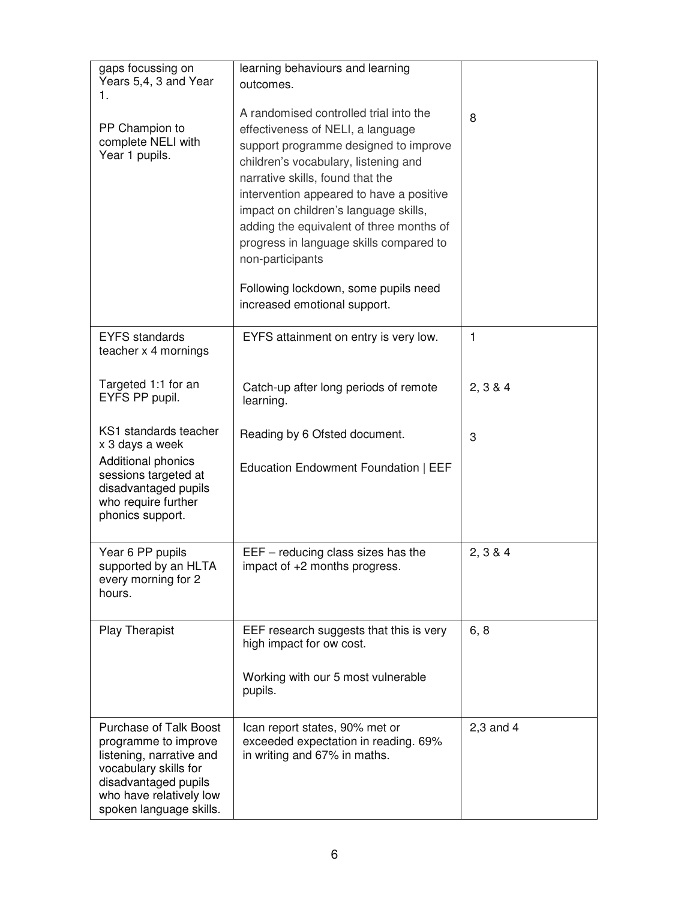| | | |
|---|---|---|
| gaps focussing on Years 5,4, 3 and Year 1.<br><br>PP Champion to complete NELI with Year 1 pupils. | learning behaviours and learning outcomes.<br><br>A randomised controlled trial into the effectiveness of NELI, a language support programme designed to improve children's vocabulary, listening and narrative skills, found that the intervention appeared to have a positive impact on children's language skills, adding the equivalent of three months of progress in language skills compared to non-participants<br><br>Following lockdown, some pupils need increased emotional support. | 8 |
| EYFS standards teacher x 4 mornings<br><br>Targeted 1:1 for an EYFS PP pupil.<br><br>KS1 standards teacher x 3 days a week<br>Additional phonics sessions targeted at disadvantaged pupils who require further phonics support. | EYFS attainment on entry is very low.<br><br>Catch-up after long periods of remote learning.<br><br>Reading by 6 Ofsted document.<br><br>Education Endowment Foundation \| EEF | 1<br><br>2, 3 & 4<br><br>3 |
| Year 6 PP pupils supported by an HLTA every morning for 2 hours. | EEF – reducing class sizes has the impact of +2 months progress. | 2, 3 & 4 |
| Play Therapist | EEF research suggests that this is very high impact for ow cost.<br><br>Working with our 5 most vulnerable pupils. | 6, 8 |
| Purchase of Talk Boost programme to improve listening, narrative and vocabulary skills for disadvantaged pupils who have relatively low spoken language skills. | Ican report states, 90% met or exceeded expectation in reading. 69% in writing and 67% in maths. | 2,3 and 4 |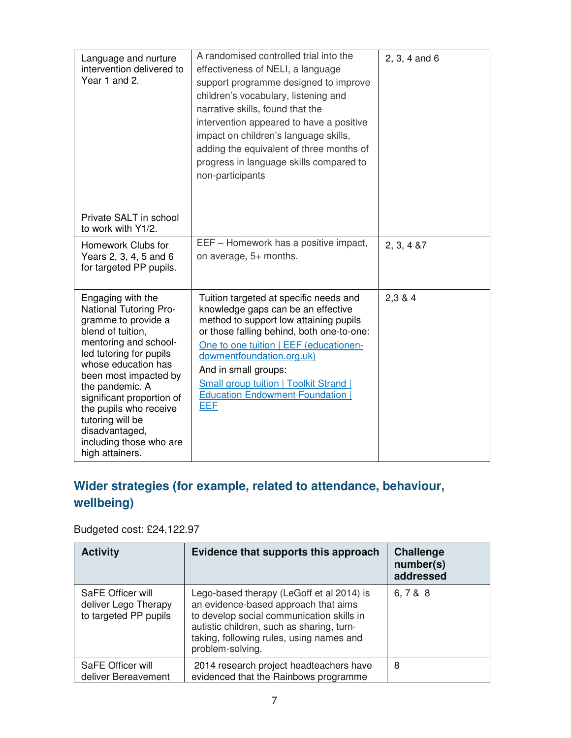| | | |
|---|---|---|
| Language and nurture intervention delivered to Year 1 and 2. <br><br> Private SALT in school to work with Y1/2. | A randomised controlled trial into the effectiveness of NELI, a language support programme designed to improve children's vocabulary, listening and narrative skills, found that the intervention appeared to have a positive impact on children's language skills, adding the equivalent of three months of progress in language skills compared to non-participants | 2, 3, 4 and 6 |
| Homework Clubs for Years 2, 3, 4, 5 and 6 for targeted PP pupils. | EEF – Homework has a positive impact, on average, 5+ months. | 2, 3, 4 &7 |
| Engaging with the National Tutoring Programme to provide a blend of tuition, mentoring and school-led tutoring for pupils whose education has been most impacted by the pandemic. A significant proportion of the pupils who receive tutoring will be disadvantaged, including those who are high attainers. | Tuition targeted at specific needs and knowledge gaps can be an effective method to support low attaining pupils or those falling behind, both one-to-one: [One to one tuition \| EEF (educationendowmentfoundation.org.uk)](One to one tuition \| EEF (educationendowmentfoundation.org.uk)) <br> And in small groups: <br> [Small group tuition \| Toolkit Strand \| Education Endowment Foundation \| EEF](Small group tuition \| Toolkit Strand \| Education Endowment Foundation \| EEF) | 2,3 & 4 |

## Wider strategies (for example, related to attendance, behaviour, wellbeing)

Budgeted cost: £24,122.97

| Activity | Evidence that supports this approach | Challenge number(s) addressed |
|---|---|---|
| SaFE Officer will deliver Lego Therapy to targeted PP pupils | Lego-based therapy (LeGoff et al 2014) is an evidence-based approach that aims to develop social communication skills in autistic children, such as sharing, turn-taking, following rules, using names and problem-solving. | 6, 7 & 8 |
| SaFE Officer will deliver Bereavement | 2014 research project headteachers have evidenced that the Rainbows programme | 8 |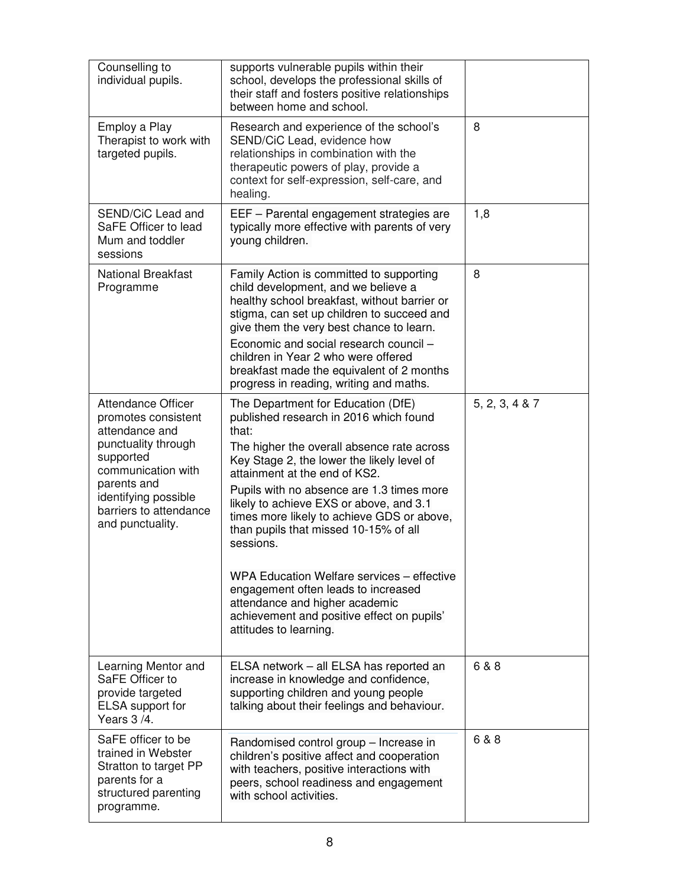| | | |
|---|---|---|
| Counselling to individual pupils. | supports vulnerable pupils within their school, develops the professional skills of their staff and fosters positive relationships between home and school. | |
| Employ a Play Therapist to work with targeted pupils. | Research and experience of the school's SEND/CiC Lead, evidence how relationships in combination with the therapeutic powers of play, provide a context for self-expression, self-care, and healing. | 8 |
| SEND/CiC Lead and SaFE Officer to lead Mum and toddler sessions | EEF – Parental engagement strategies are typically more effective with parents of very young children. | 1,8 |
| National Breakfast Programme | Family Action is committed to supporting child development, and we believe a healthy school breakfast, without barrier or stigma, can set up children to succeed and give them the very best chance to learn.<br><br>Economic and social research council – children in Year 2 who were offered breakfast made the equivalent of 2 months progress in reading, writing and maths. | 8 |
| Attendance Officer promotes consistent attendance and punctuality through supported communication with parents and identifying possible barriers to attendance and punctuality. | The Department for Education (DfE) published research in 2016 which found that:<br><br>The higher the overall absence rate across Key Stage 2, the lower the likely level of attainment at the end of KS2.<br><br>Pupils with no absence are 1.3 times more likely to achieve EXS or above, and 3.1 times more likely to achieve GDS or above, than pupils that missed 10-15% of all sessions.<br><br>WPA Education Welfare services – effective engagement often leads to increased attendance and higher academic achievement and positive effect on pupils' attitudes to learning. | 5, 2, 3, 4 & 7 |
| Learning Mentor and SaFE Officer to provide targeted ELSA support for Years 3 /4. | ELSA network – all ELSA has reported an increase in knowledge and confidence, supporting children and young people talking about their feelings and behaviour. | 6 & 8 |
| SaFE officer to be trained in Webster Stratton to target PP parents for a structured parenting programme. | Randomised control group – Increase in children's positive affect and cooperation with teachers, positive interactions with peers, school readiness and engagement with school activities. | 6 & 8 |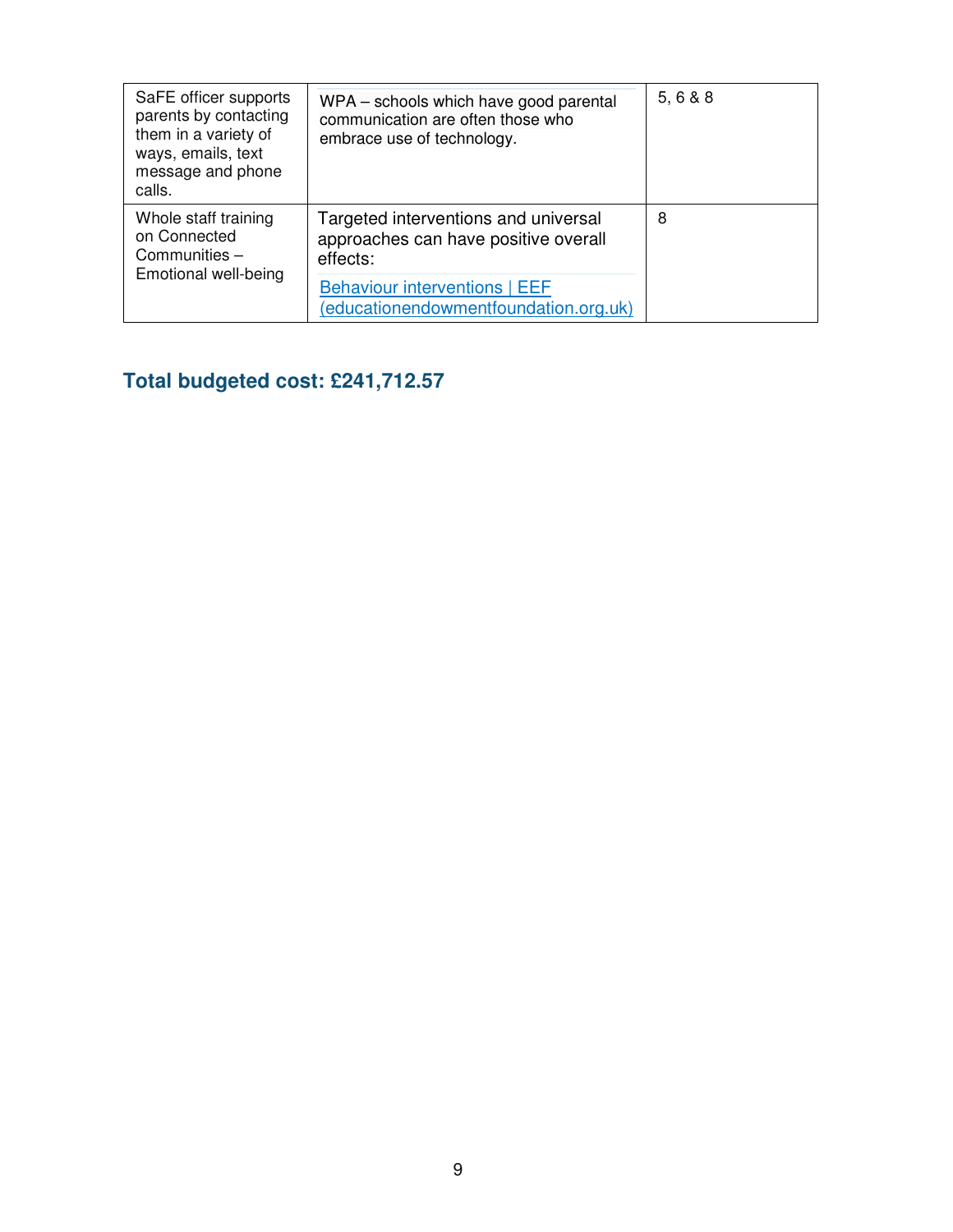| | | |
|---|---|---|
| SaFE officer supports parents by contacting them in a variety of ways, emails, text message and phone calls. | WPA – schools which have good parental communication are often those who embrace use of technology. | 5, 6 & 8 |
| Whole staff training on Connected Communities – Emotional well-being | Targeted interventions and universal approaches can have positive overall effects:<br><br>Behaviour interventions \| EEF (educationendowmentfoundation.org.uk) | 8 |

## Total budgeted cost: £241,712.57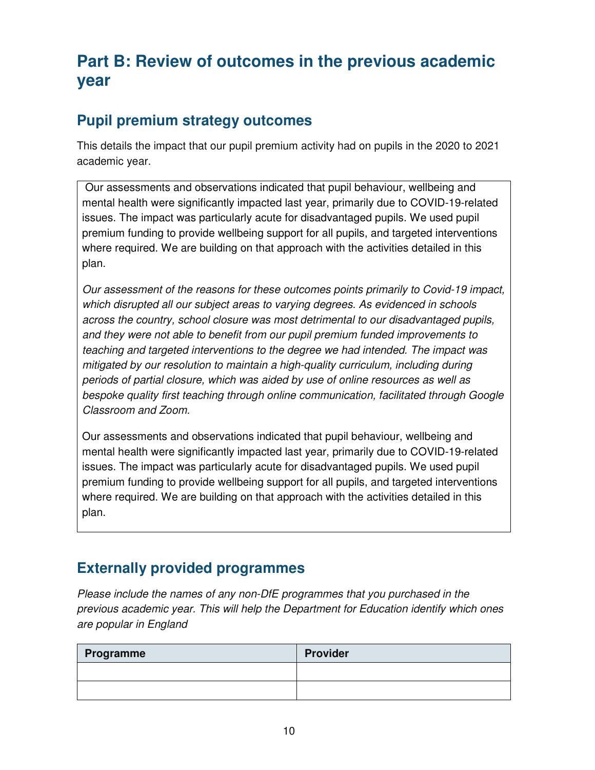# Part B: Review of outcomes in the previous academic year

## Pupil premium strategy outcomes

This details the impact that our pupil premium activity had on pupils in the 2020 to 2021 academic year.

Our assessments and observations indicated that pupil behaviour, wellbeing and mental health were significantly impacted last year, primarily due to COVID-19-related issues. The impact was particularly acute for disadvantaged pupils. We used pupil premium funding to provide wellbeing support for all pupils, and targeted interventions where required. We are building on that approach with the activities detailed in this plan.

*Our assessment of the reasons for these outcomes points primarily to Covid-19 impact, which disrupted all our subject areas to varying degrees. As evidenced in schools across the country, school closure was most detrimental to our disadvantaged pupils, and they were not able to benefit from our pupil premium funded improvements to teaching and targeted interventions to the degree we had intended. The impact was mitigated by our resolution to maintain a high-quality curriculum, including during periods of partial closure, which was aided by use of online resources as well as bespoke quality first teaching through online communication, facilitated through Google Classroom and Zoom.*

Our assessments and observations indicated that pupil behaviour, wellbeing and mental health were significantly impacted last year, primarily due to COVID-19-related issues. The impact was particularly acute for disadvantaged pupils. We used pupil premium funding to provide wellbeing support for all pupils, and targeted interventions where required. We are building on that approach with the activities detailed in this plan.

## Externally provided programmes

*Please include the names of any non-DfE programmes that you purchased in the previous academic year. This will help the Department for Education identify which ones are popular in England*

| Programme | Provider |
|---|---|
| | |
| | |